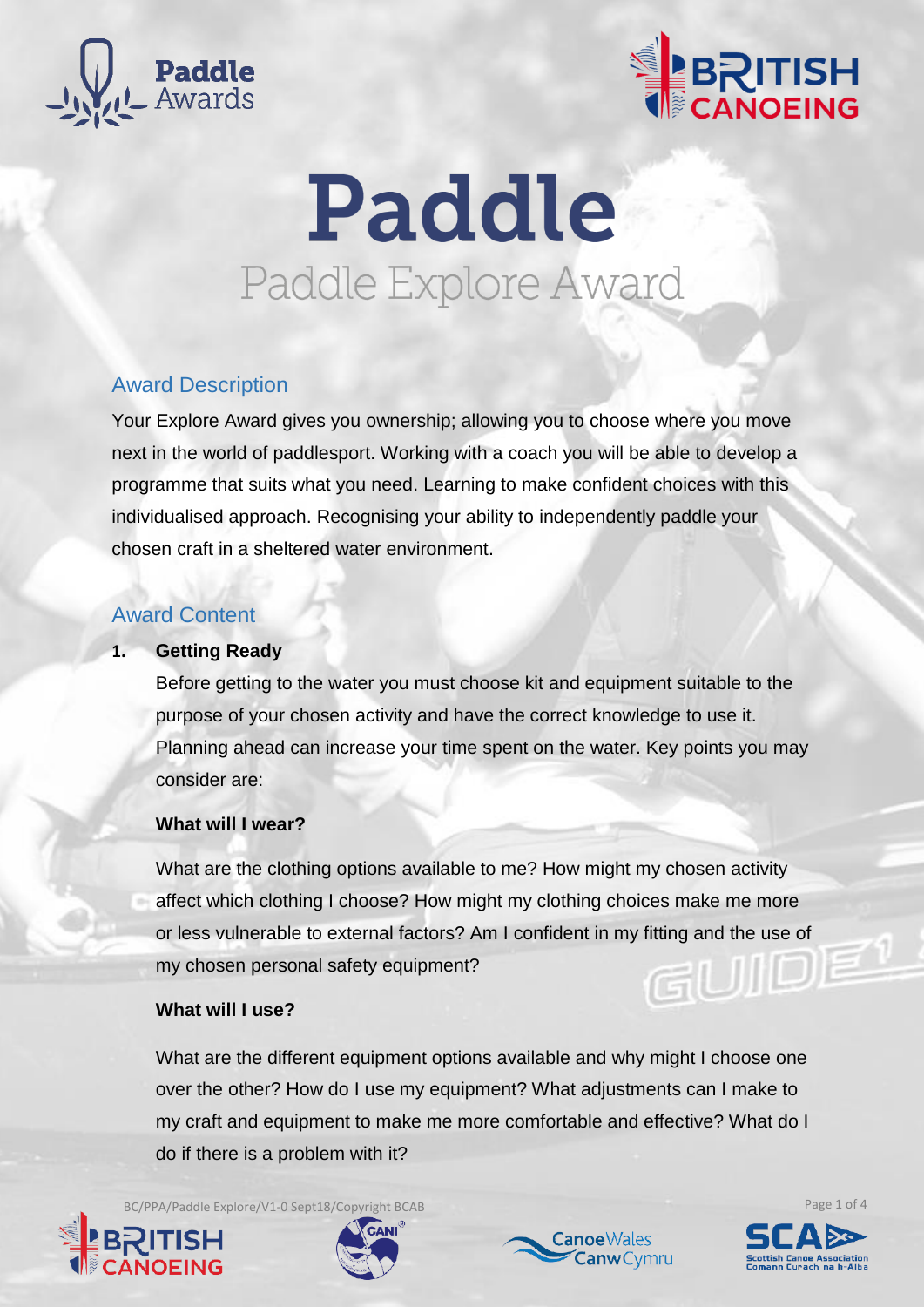# Paddle

## Paddle Explore Award

### Award Description

Your Explore Award gives you ownership; allowing you to choose where you move next in the world of paddlesport. Working with a coach you will be able to develop a programme that suits what you need. Learning to make confident choices with this individualised approach. Recognising your ability to independently paddle your chosen craft in a sheltered water environment.

### Award Content

1. **Getting Ready**

   Before getting to the water you must choose kit and equipment suitable to the purpose of your chosen activity and have the correct knowledge to use it. Planning ahead can increase your time spent on the water. Key points you may consider are:

   **What will I wear?**

   What are the clothing options available to me? How might my chosen activity affect which clothing I choose? How might my clothing choices make me more or less vulnerable to external factors? Am I confident in my fitting and the use of my chosen personal safety equipment?

   **What will I use?**

   What are the different equipment options available and why might I choose one over the other? How do I use my equipment? What adjustments can I make to my craft and equipment to make me more comfortable and effective? What do I do if there is a problem with it?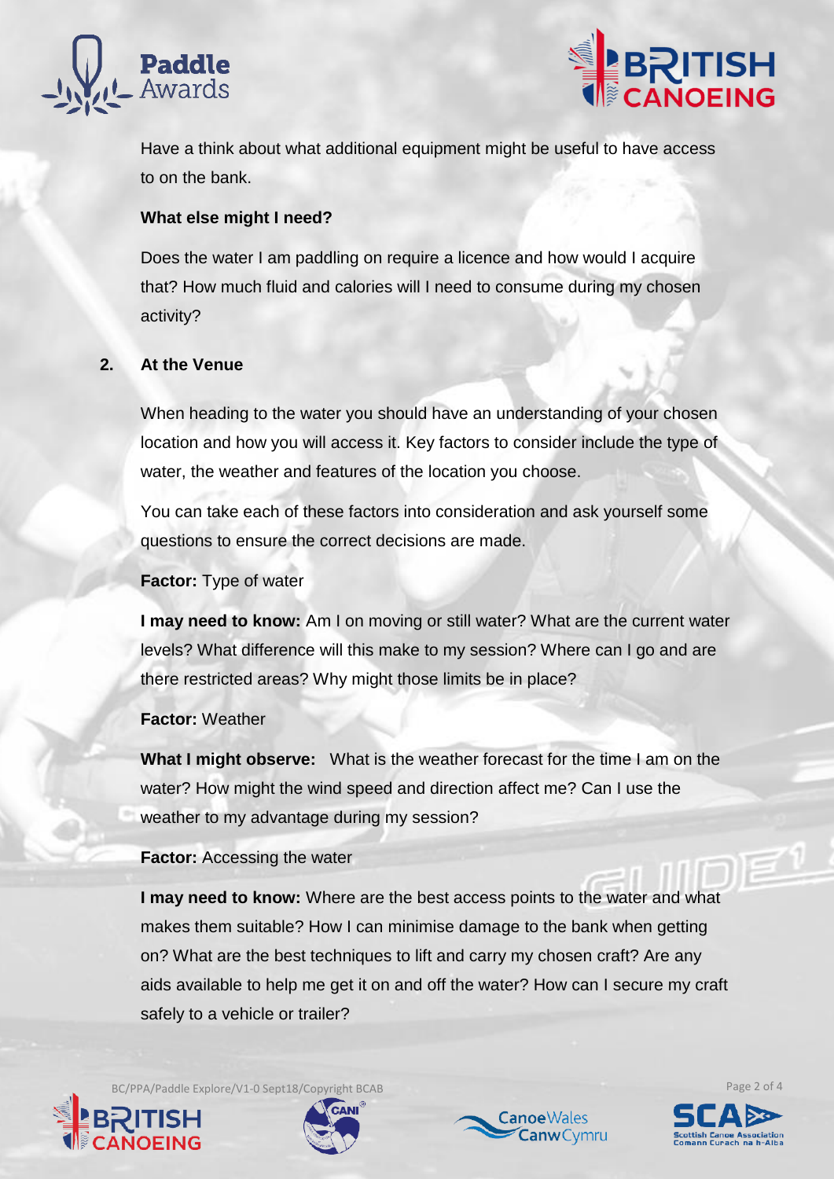Have a think about what additional equipment might be useful to have access to on the bank.

**What else might I need?**

Does the water I am paddling on require a licence and how would I acquire that? How much fluid and calories will I need to consume during my chosen activity?

## 2. At the Venue

When heading to the water you should have an understanding of your chosen location and how you will access it. Key factors to consider include the type of water, the weather and features of the location you choose.

You can take each of these factors into consideration and ask yourself some questions to ensure the correct decisions are made.

**Factor:** Type of water

**I may need to know:** Am I on moving or still water? What are the current water levels? What difference will this make to my session? Where can I go and are there restricted areas? Why might those limits be in place?

**Factor:** Weather

**What I might observe:** What is the weather forecast for the time I am on the water? How might the wind speed and direction affect me? Can I use the weather to my advantage during my session?

**Factor:** Accessing the water

**I may need to know:** Where are the best access points to the water and what makes them suitable? How I can minimise damage to the bank when getting on? What are the best techniques to lift and carry my chosen craft? Are any aids available to help me get it on and off the water? How can I secure my craft safely to a vehicle or trailer?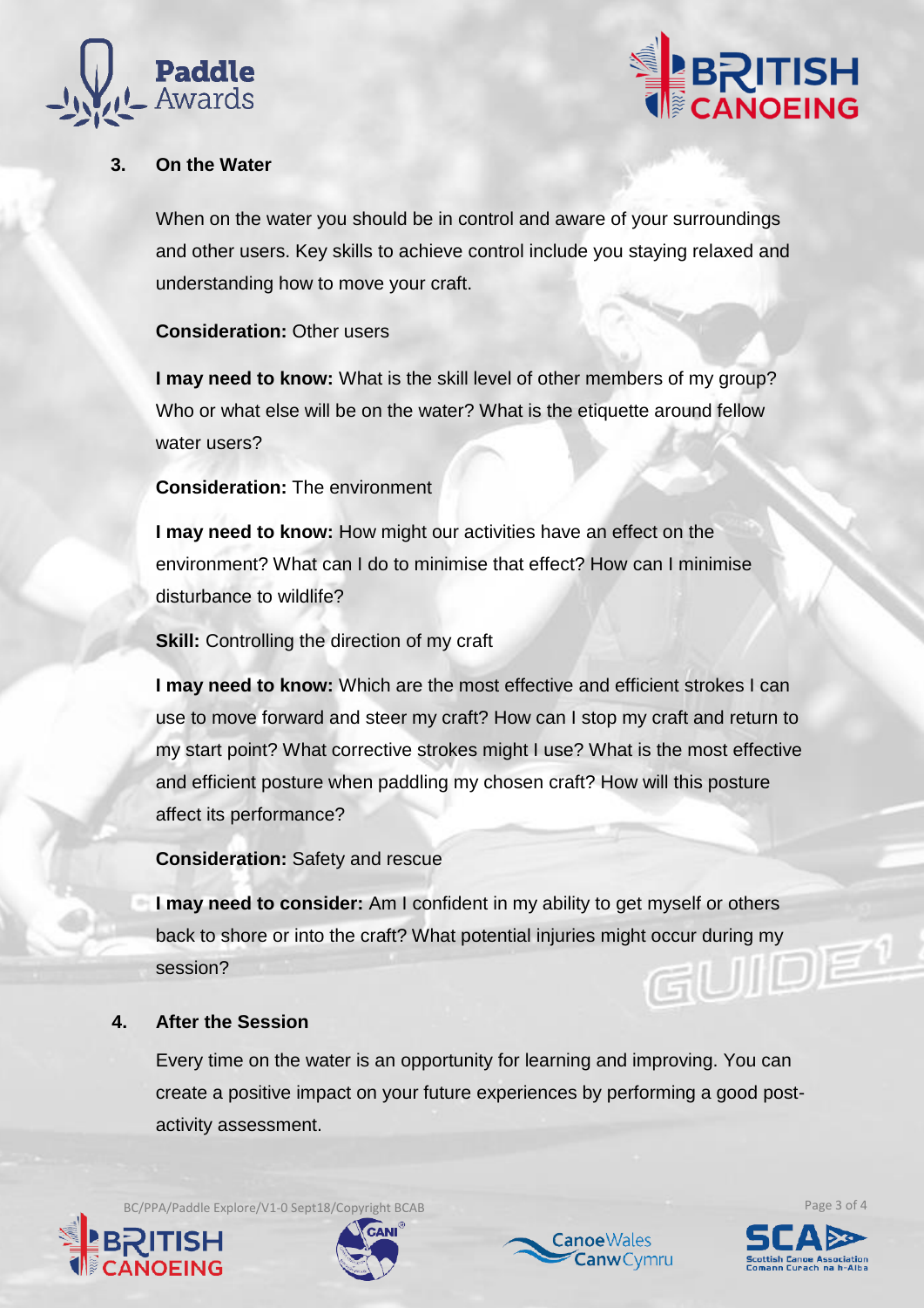## 3. On the Water

When on the water you should be in control and aware of your surroundings and other users. Key skills to achieve control include you staying relaxed and understanding how to move your craft.

**Consideration:** Other users

**I may need to know:** What is the skill level of other members of my group? Who or what else will be on the water? What is the etiquette around fellow water users?

**Consideration:** The environment

**I may need to know:** How might our activities have an effect on the environment? What can I do to minimise that effect? How can I minimise disturbance to wildlife?

**Skill:** Controlling the direction of my craft

**I may need to know:** Which are the most effective and efficient strokes I can use to move forward and steer my craft? How can I stop my craft and return to my start point? What corrective strokes might I use? What is the most effective and efficient posture when paddling my chosen craft? How will this posture affect its performance?

**Consideration:** Safety and rescue

**I may need to consider:** Am I confident in my ability to get myself or others back to shore or into the craft? What potential injuries might occur during my session?

## 4. After the Session

Every time on the water is an opportunity for learning and improving. You can create a positive impact on your future experiences by performing a good post-activity assessment.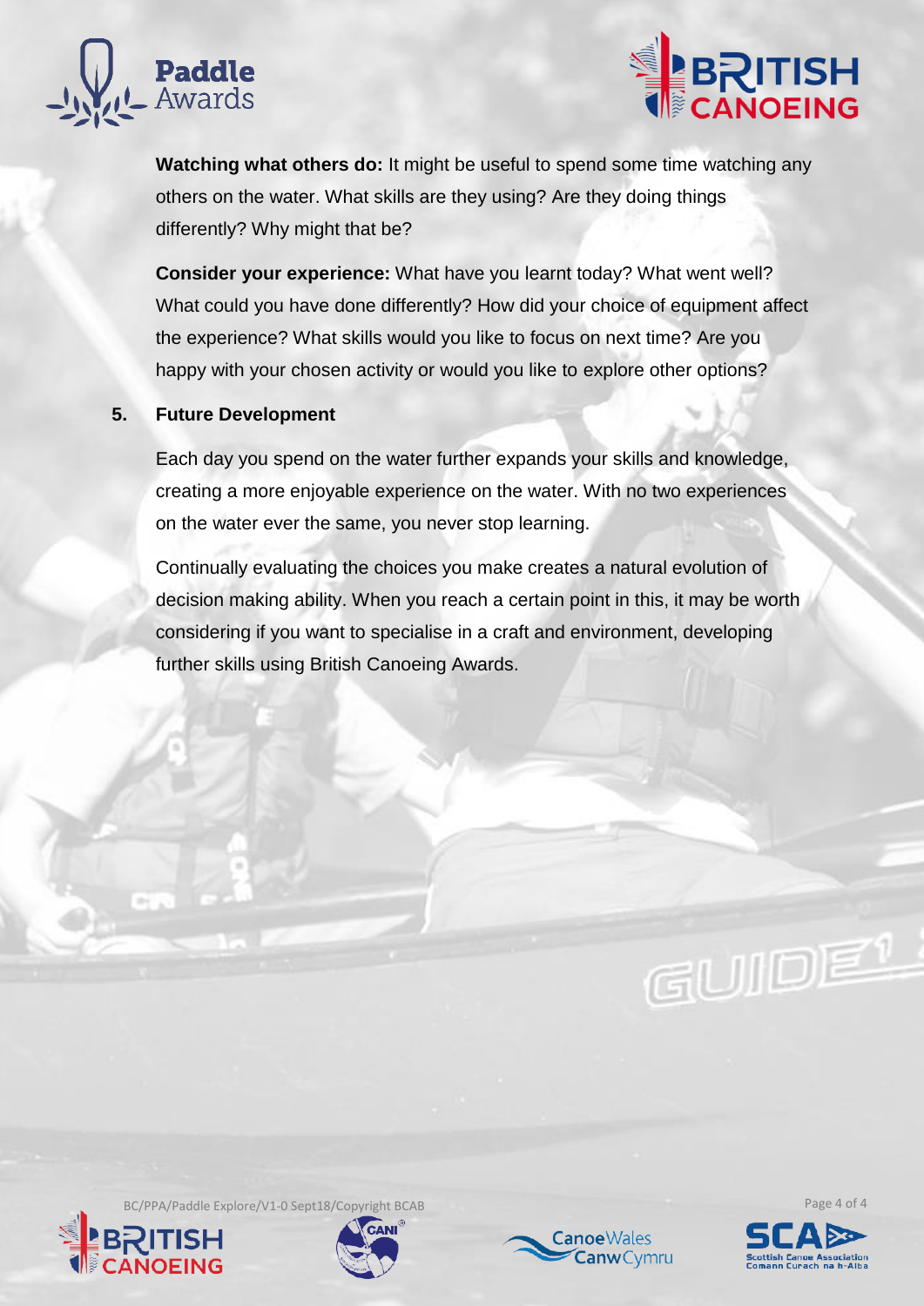**Watching what others do:** It might be useful to spend some time watching any others on the water. What skills are they using? Are they doing things differently? Why might that be?

**Consider your experience:** What have you learnt today? What went well? What could you have done differently? How did your choice of equipment affect the experience? What skills would you like to focus on next time? Are you happy with your chosen activity or would you like to explore other options?

## 5. Future Development

Each day you spend on the water further expands your skills and knowledge, creating a more enjoyable experience on the water. With no two experiences on the water ever the same, you never stop learning.

Continually evaluating the choices you make creates a natural evolution of decision making ability. When you reach a certain point in this, it may be worth considering if you want to specialise in a craft and environment, developing further skills using British Canoeing Awards.